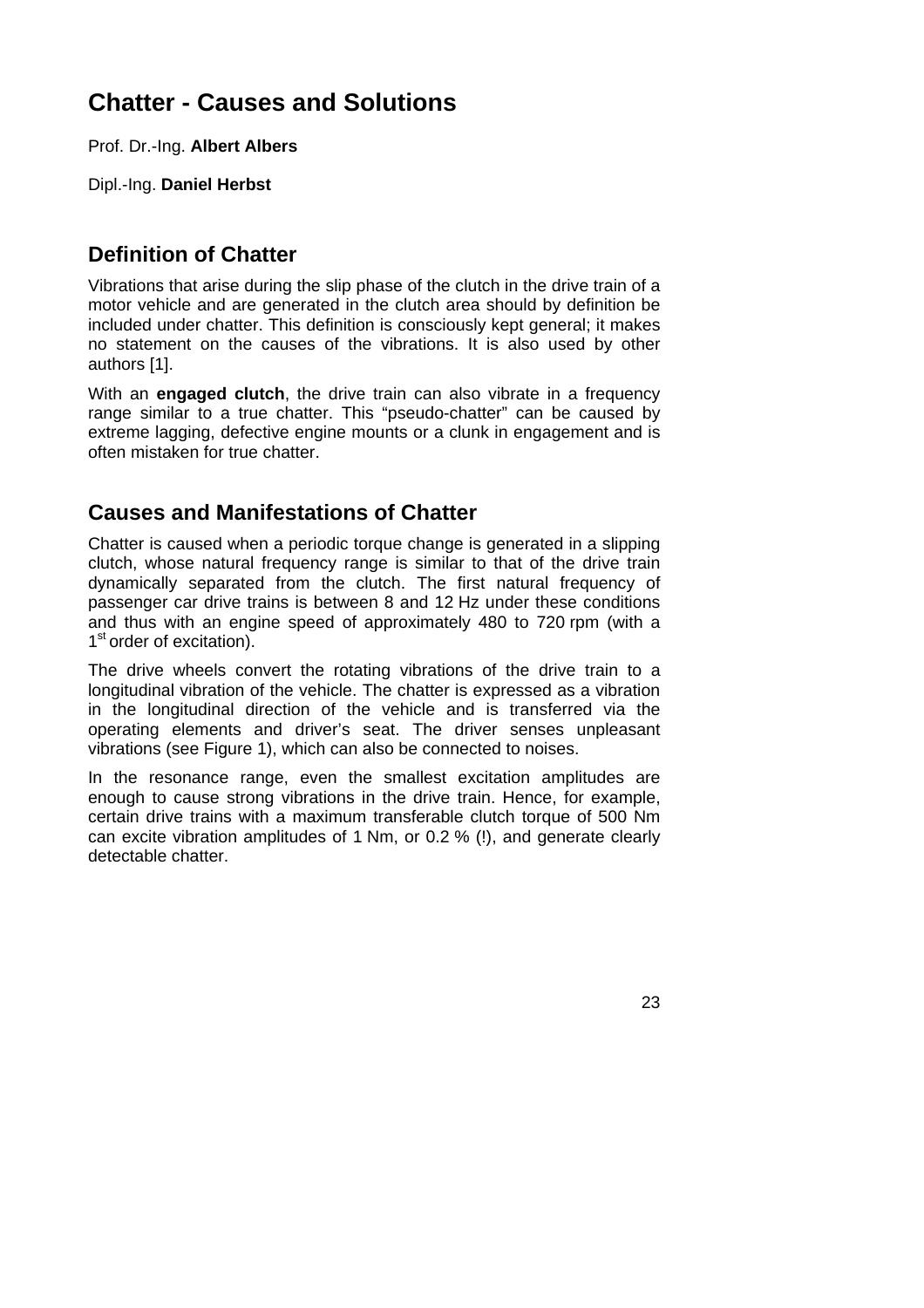# Chatter - Causes and Solutions

Prof. Dr.-Ing. **Albert Albers**

Dipl.-Ing. **Daniel Herbst**

## Definition of Chatter

Vibrations that arise during the slip phase of the clutch in the drive train of a motor vehicle and are generated in the clutch area should by definition be included under chatter. This definition is consciously kept general; it makes no statement on the causes of the vibrations. It is also used by other authors [1].

With an **engaged clutch**, the drive train can also vibrate in a frequency range similar to a true chatter. This "pseudo-chatter" can be caused by extreme lagging, defective engine mounts or a clunk in engagement and is often mistaken for true chatter.

## Causes and Manifestations of Chatter

Chatter is caused when a periodic torque change is generated in a slipping clutch, whose natural frequency range is similar to that of the drive train dynamically separated from the clutch. The first natural frequency of passenger car drive trains is between 8 and 12 Hz under these conditions and thus with an engine speed of approximately 480 to 720 rpm (with a 1st order of excitation).

The drive wheels convert the rotating vibrations of the drive train to a longitudinal vibration of the vehicle. The chatter is expressed as a vibration in the longitudinal direction of the vehicle and is transferred via the operating elements and driver's seat. The driver senses unpleasant vibrations (see Figure 1), which can also be connected to noises.

In the resonance range, even the smallest excitation amplitudes are enough to cause strong vibrations in the drive train. Hence, for example, certain drive trains with a maximum transferable clutch torque of 500 Nm can excite vibration amplitudes of 1 Nm, or 0.2 % (!), and generate clearly detectable chatter.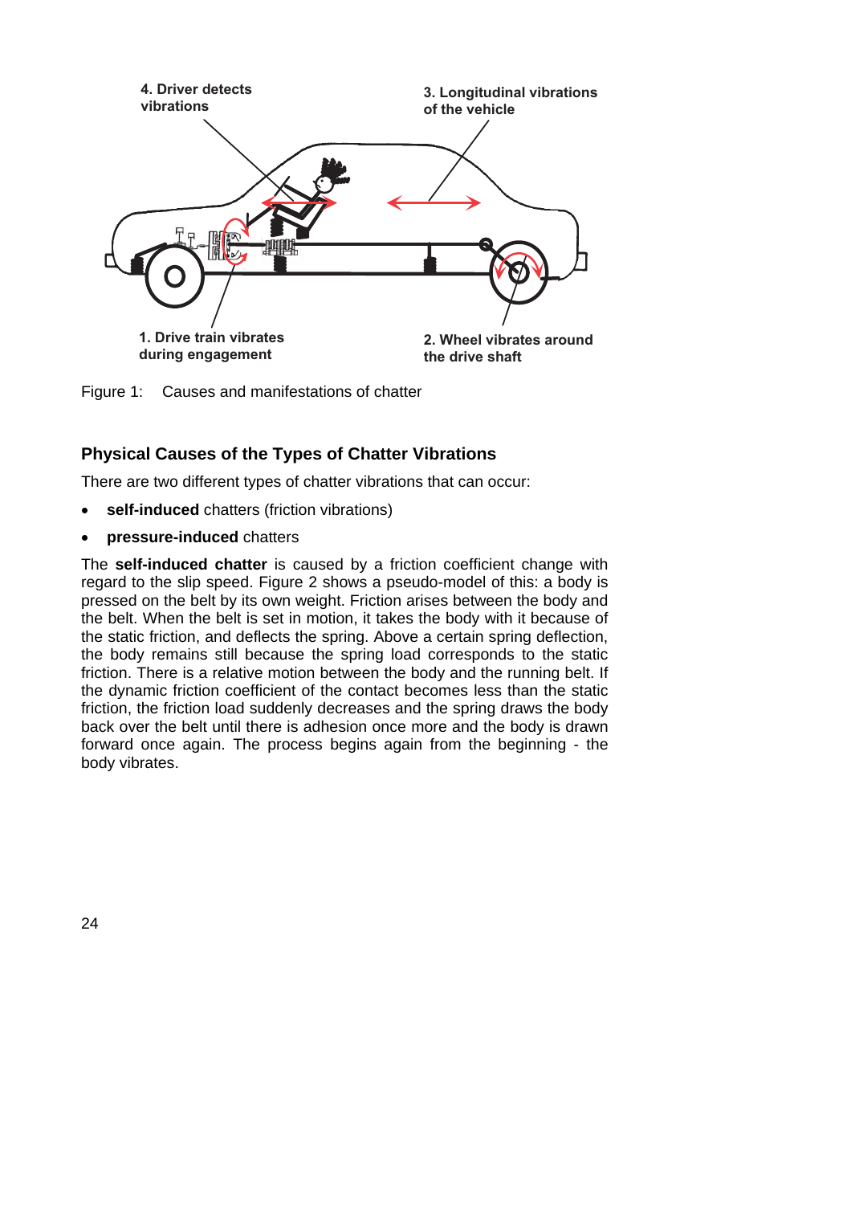Figure 1: Causes and manifestations of chatter

## Physical Causes of the Types of Chatter Vibrations

There are two different types of chatter vibrations that can occur:

- **self-induced** chatters (friction vibrations)
- **pressure-induced** chatters

The **self-induced chatter** is caused by a friction coefficient change with regard to the slip speed. Figure 2 shows a pseudo-model of this: a body is pressed on the belt by its own weight. Friction arises between the body and the belt. When the belt is set in motion, it takes the body with it because of the static friction, and deflects the spring. Above a certain spring deflection, the body remains still because the spring load corresponds to the static friction. There is a relative motion between the body and the running belt. If the dynamic friction coefficient of the contact becomes less than the static friction, the friction load suddenly decreases and the spring draws the body back over the belt until there is adhesion once more and the body is drawn forward once again. The process begins again from the beginning - the body vibrates.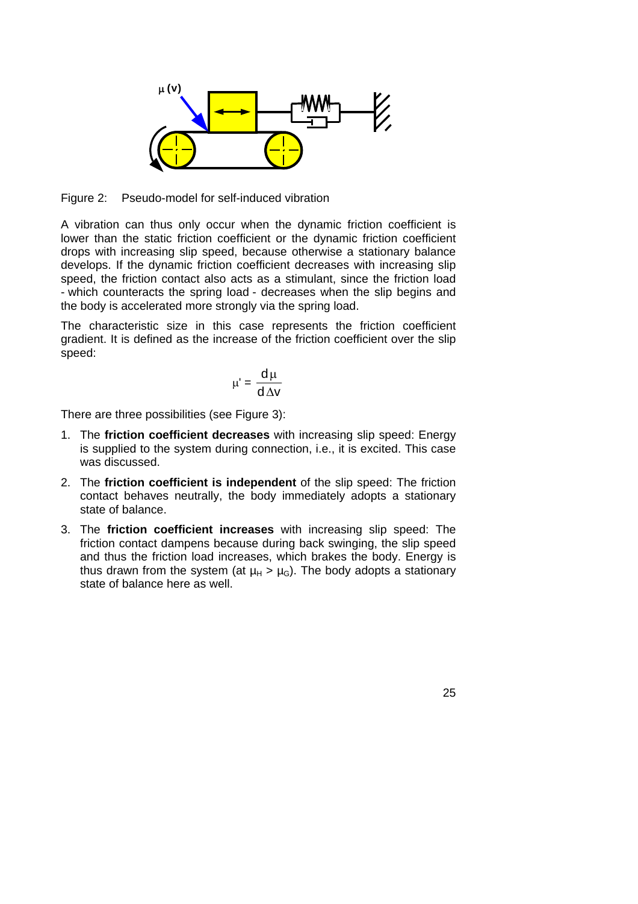Figure 2:  Pseudo-model for self-induced vibration

A vibration can thus only occur when the dynamic friction coefficient is lower than the static friction coefficient or the dynamic friction coefficient drops with increasing slip speed, because otherwise a stationary balance develops. If the dynamic friction coefficient decreases with increasing slip speed, the friction contact also acts as a stimulant, since the friction load - which counteracts the spring load - decreases when the slip begins and the body is accelerated more strongly via the spring load.

The characteristic size in this case represents the friction coefficient gradient. It is defined as the increase of the friction coefficient over the slip speed:

$$\mu' = \frac{d\mu}{d\Delta v}$$

There are three possibilities (see Figure 3):

1. The **friction coefficient decreases** with increasing slip speed: Energy is supplied to the system during connection, i.e., it is excited. This case was discussed.
2. The **friction coefficient is independent** of the slip speed: The friction contact behaves neutrally, the body immediately adopts a stationary state of balance.
3. The **friction coefficient increases** with increasing slip speed: The friction contact dampens because during back swinging, the slip speed and thus the friction load increases, which brakes the body. Energy is thus drawn from the system (at $\mu_H > \mu_G$). The body adopts a stationary state of balance here as well.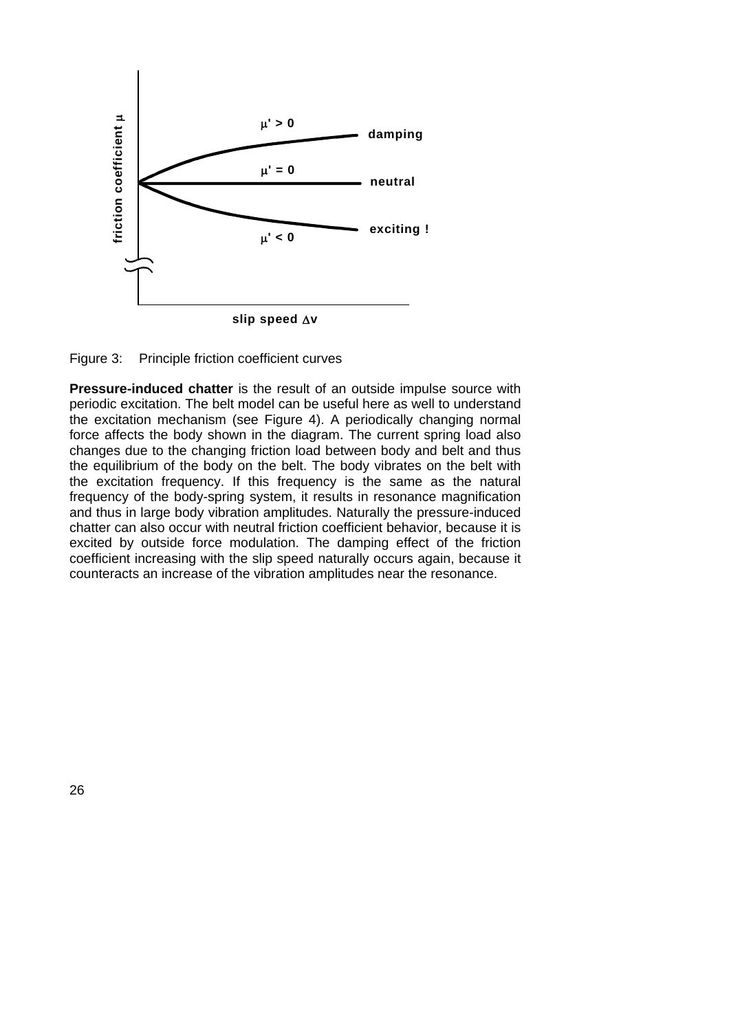Figure 3: Principle friction coefficient curves

**Pressure-induced chatter** is the result of an outside impulse source with periodic excitation. The belt model can be useful here as well to understand the excitation mechanism (see Figure 4). A periodically changing normal force affects the body shown in the diagram. The current spring load also changes due to the changing friction load between body and belt and thus the equilibrium of the body on the belt. The body vibrates on the belt with the excitation frequency. If this frequency is the same as the natural frequency of the body-spring system, it results in resonance magnification and thus in large body vibration amplitudes. Naturally the pressure-induced chatter can also occur with neutral friction coefficient behavior, because it is excited by outside force modulation. The damping effect of the friction coefficient increasing with the slip speed naturally occurs again, because it counteracts an increase of the vibration amplitudes near the resonance.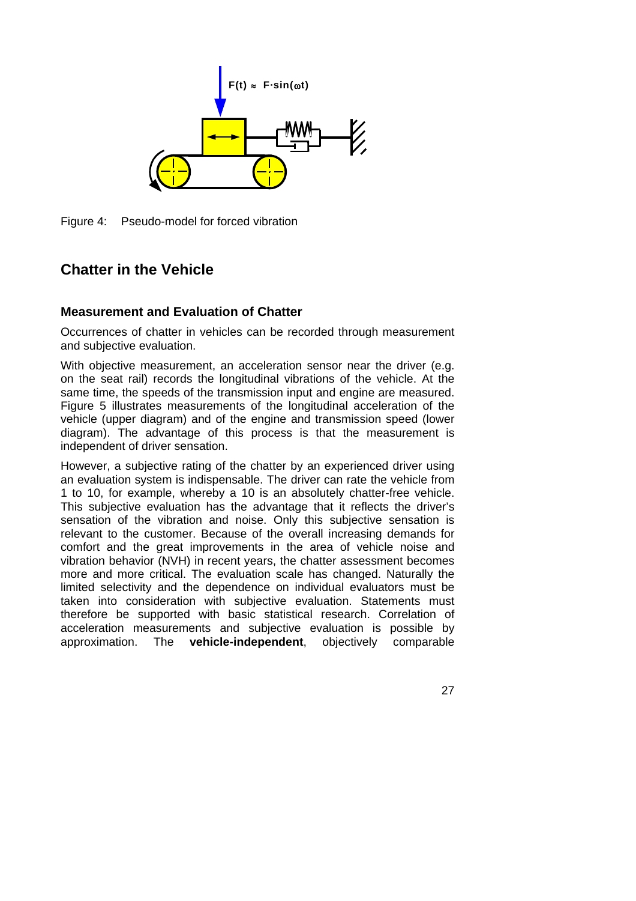Figure 4: Pseudo-model for forced vibration

## Chatter in the Vehicle

### Measurement and Evaluation of Chatter

Occurrences of chatter in vehicles can be recorded through measurement and subjective evaluation.

With objective measurement, an acceleration sensor near the driver (e.g. on the seat rail) records the longitudinal vibrations of the vehicle. At the same time, the speeds of the transmission input and engine are measured. Figure 5 illustrates measurements of the longitudinal acceleration of the vehicle (upper diagram) and of the engine and transmission speed (lower diagram). The advantage of this process is that the measurement is independent of driver sensation.

However, a subjective rating of the chatter by an experienced driver using an evaluation system is indispensable. The driver can rate the vehicle from 1 to 10, for example, whereby a 10 is an absolutely chatter-free vehicle. This subjective evaluation has the advantage that it reflects the driver's sensation of the vibration and noise. Only this subjective sensation is relevant to the customer. Because of the overall increasing demands for comfort and the great improvements in the area of vehicle noise and vibration behavior (NVH) in recent years, the chatter assessment becomes more and more critical. The evaluation scale has changed. Naturally the limited selectivity and the dependence on individual evaluators must be taken into consideration with subjective evaluation. Statements must therefore be supported with basic statistical research. Correlation of acceleration measurements and subjective evaluation is possible by approximation. The **vehicle-independent**, objectively comparable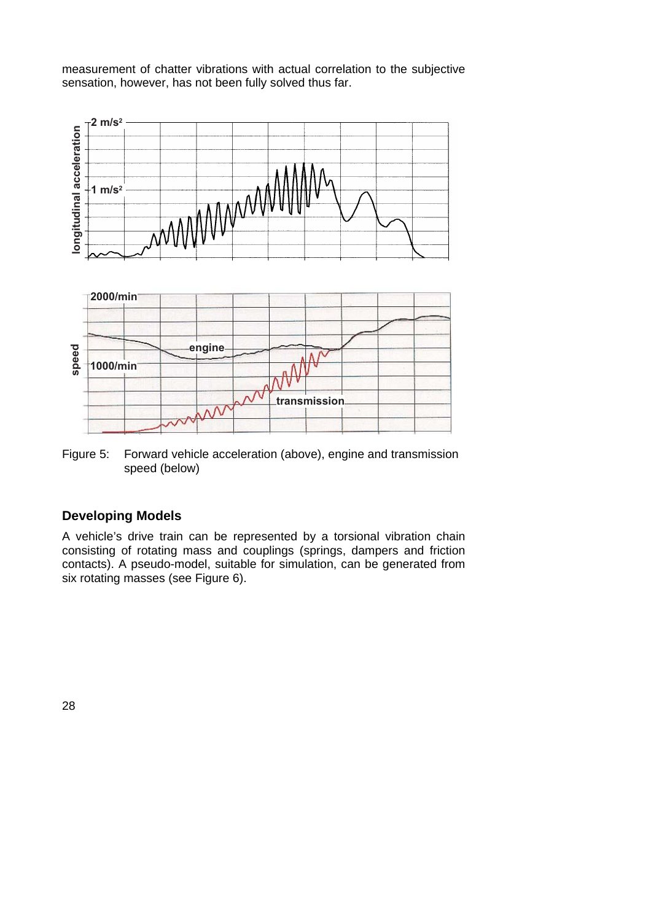measurement of chatter vibrations with actual correlation to the subjective sensation, however, has not been fully solved thus far.

Figure 5: Forward vehicle acceleration (above), engine and transmission speed (below)

## Developing Models

A vehicle's drive train can be represented by a torsional vibration chain consisting of rotating mass and couplings (springs, dampers and friction contacts). A pseudo-model, suitable for simulation, can be generated from six rotating masses (see Figure 6).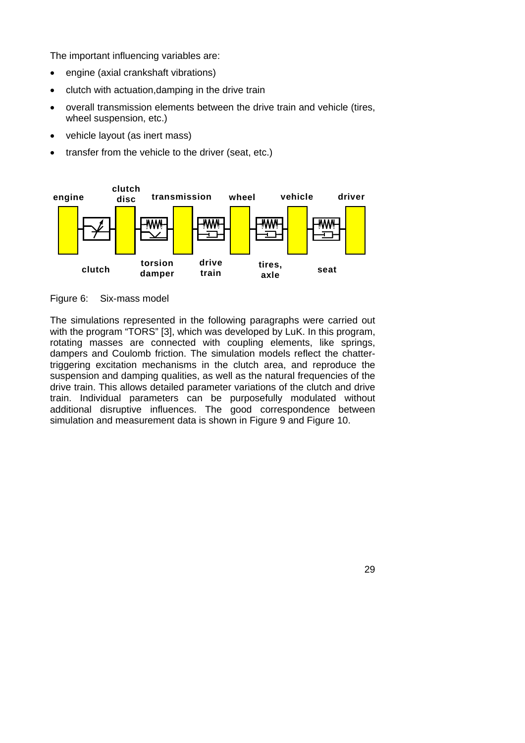The important influencing variables are:

- engine (axial crankshaft vibrations)
- clutch with actuation,damping in the drive train
- overall transmission elements between the drive train and vehicle (tires, wheel suspension, etc.)
- vehicle layout (as inert mass)
- transfer from the vehicle to the driver (seat, etc.)

Figure 6: Six-mass model

The simulations represented in the following paragraphs were carried out with the program "TORS" [3], which was developed by LuK. In this program, rotating masses are connected with coupling elements, like springs, dampers and Coulomb friction. The simulation models reflect the chatter-triggering excitation mechanisms in the clutch area, and reproduce the suspension and damping qualities, as well as the natural frequencies of the drive train. This allows detailed parameter variations of the clutch and drive train. Individual parameters can be purposefully modulated without additional disruptive influences. The good correspondence between simulation and measurement data is shown in Figure 9 and Figure 10.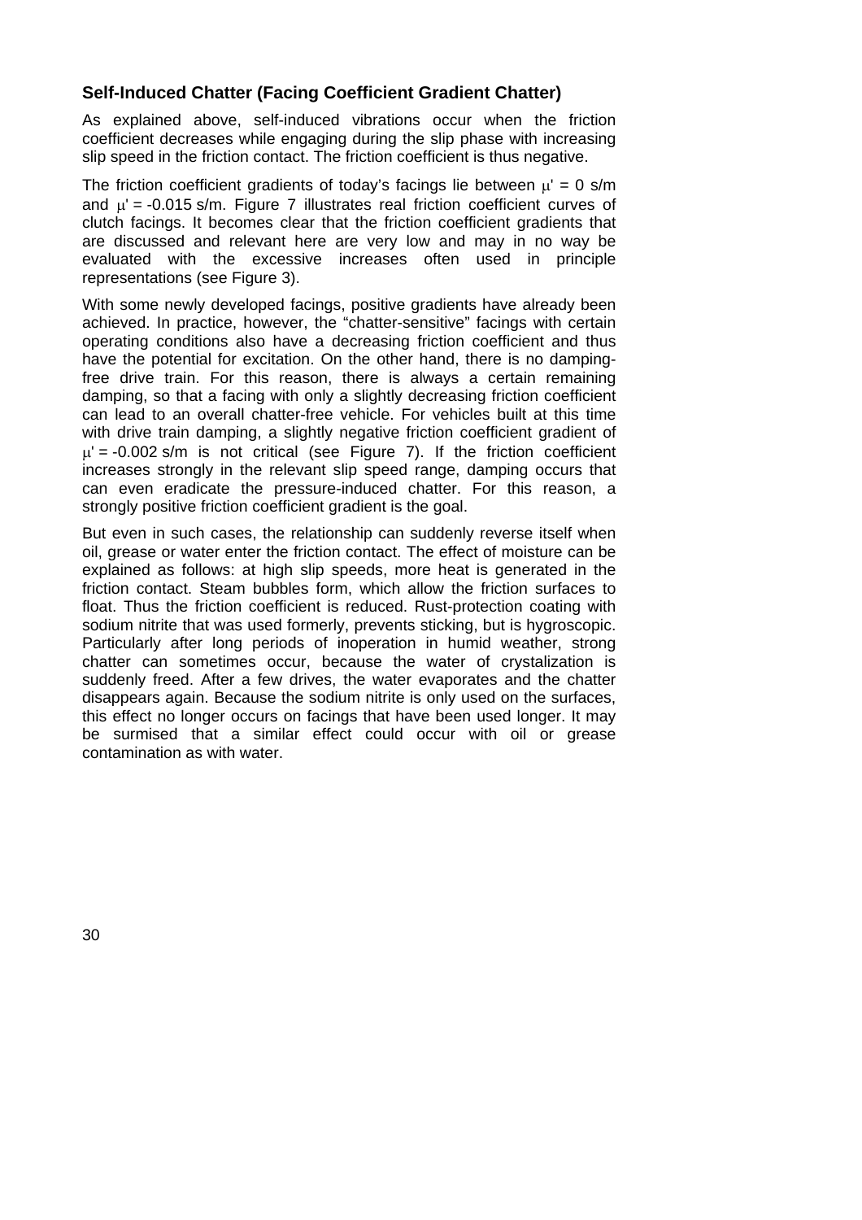## Self-Induced Chatter (Facing Coefficient Gradient Chatter)

As explained above, self-induced vibrations occur when the friction coefficient decreases while engaging during the slip phase with increasing slip speed in the friction contact. The friction coefficient is thus negative.

The friction coefficient gradients of today's facings lie between $\mu' = 0$ s/m and $\mu' = -0.015$ s/m. Figure 7 illustrates real friction coefficient curves of clutch facings. It becomes clear that the friction coefficient gradients that are discussed and relevant here are very low and may in no way be evaluated with the excessive increases often used in principle representations (see Figure 3).

With some newly developed facings, positive gradients have already been achieved. In practice, however, the "chatter-sensitive" facings with certain operating conditions also have a decreasing friction coefficient and thus have the potential for excitation. On the other hand, there is no damping-free drive train. For this reason, there is always a certain remaining damping, so that a facing with only a slightly decreasing friction coefficient can lead to an overall chatter-free vehicle. For vehicles built at this time with drive train damping, a slightly negative friction coefficient gradient of $\mu' = -0.002$ s/m is not critical (see Figure 7). If the friction coefficient increases strongly in the relevant slip speed range, damping occurs that can even eradicate the pressure-induced chatter. For this reason, a strongly positive friction coefficient gradient is the goal.

But even in such cases, the relationship can suddenly reverse itself when oil, grease or water enter the friction contact. The effect of moisture can be explained as follows: at high slip speeds, more heat is generated in the friction contact. Steam bubbles form, which allow the friction surfaces to float. Thus the friction coefficient is reduced. Rust-protection coating with sodium nitrite that was used formerly, prevents sticking, but is hygroscopic. Particularly after long periods of inoperation in humid weather, strong chatter can sometimes occur, because the water of crystalization is suddenly freed. After a few drives, the water evaporates and the chatter disappears again. Because the sodium nitrite is only used on the surfaces, this effect no longer occurs on facings that have been used longer. It may be surmised that a similar effect could occur with oil or grease contamination as with water.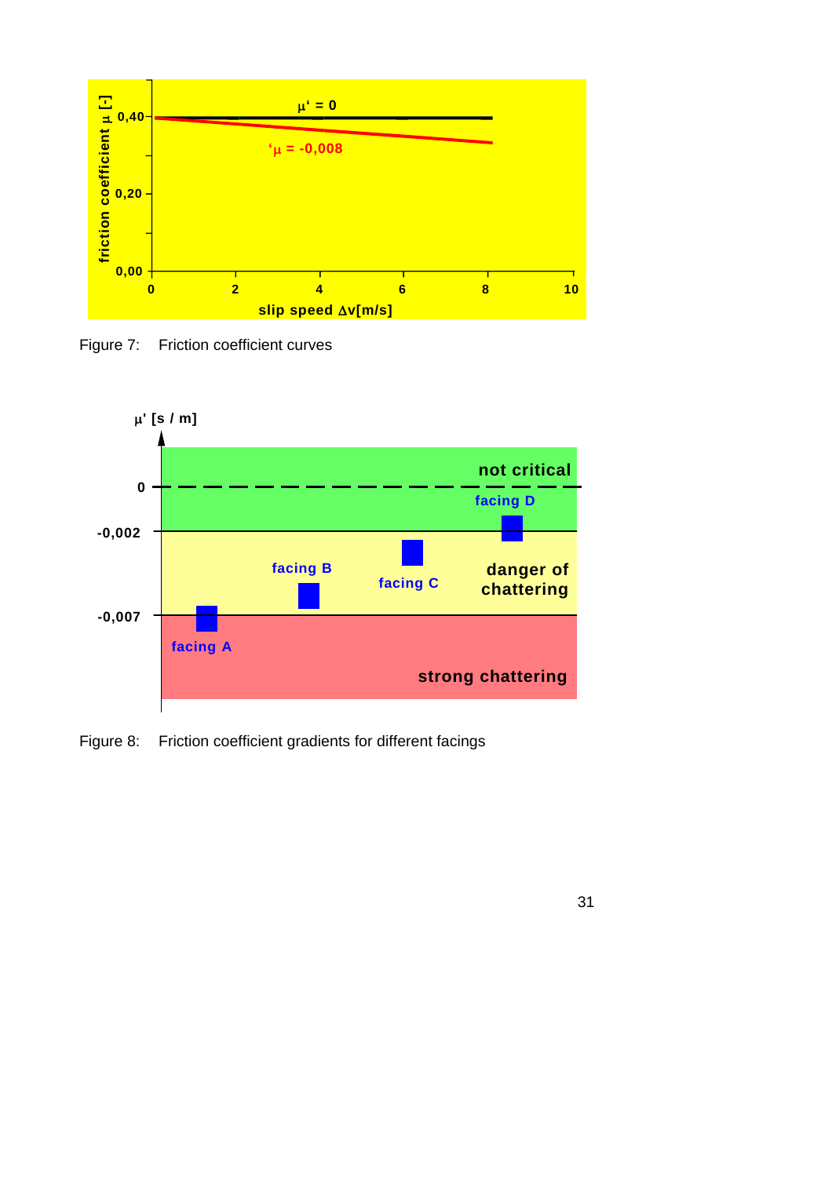Figure 7: Friction coefficient curves

Figure 8: Friction coefficient gradients for different facings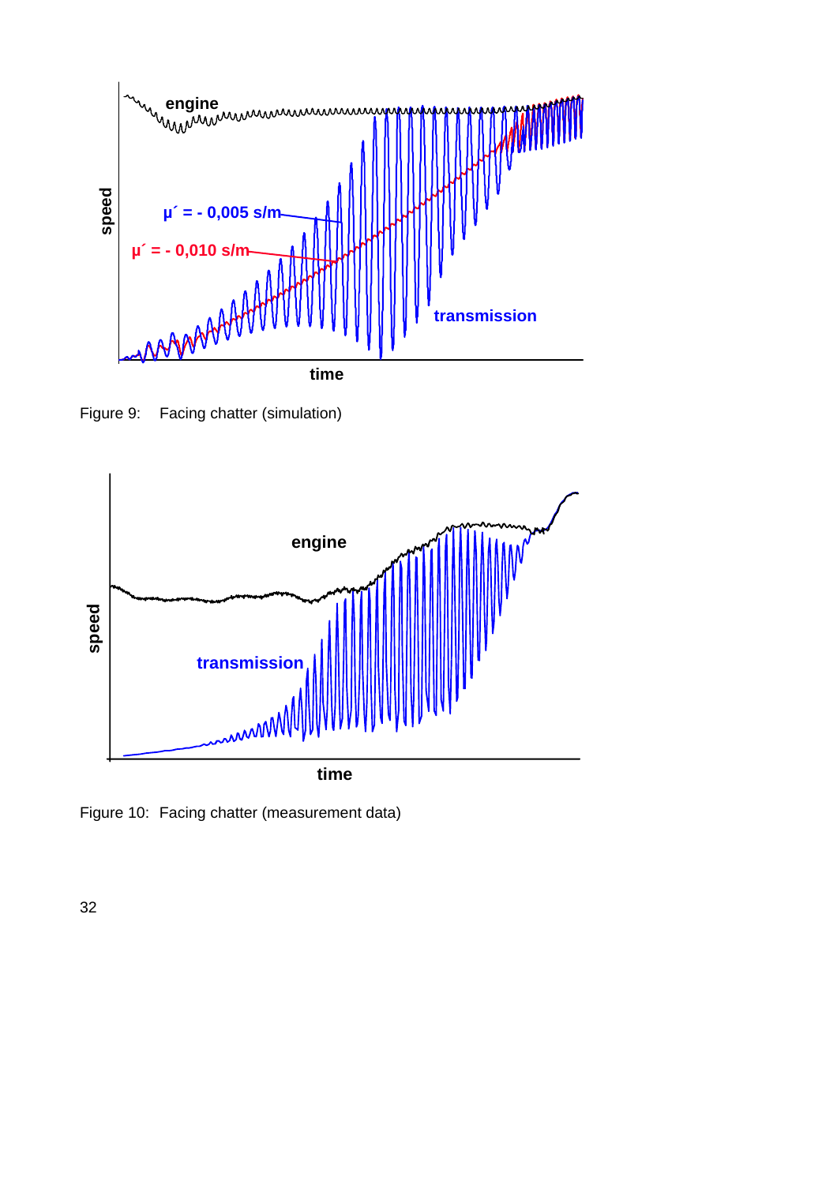Figure 9: Facing chatter (simulation)

Figure 10: Facing chatter (measurement data)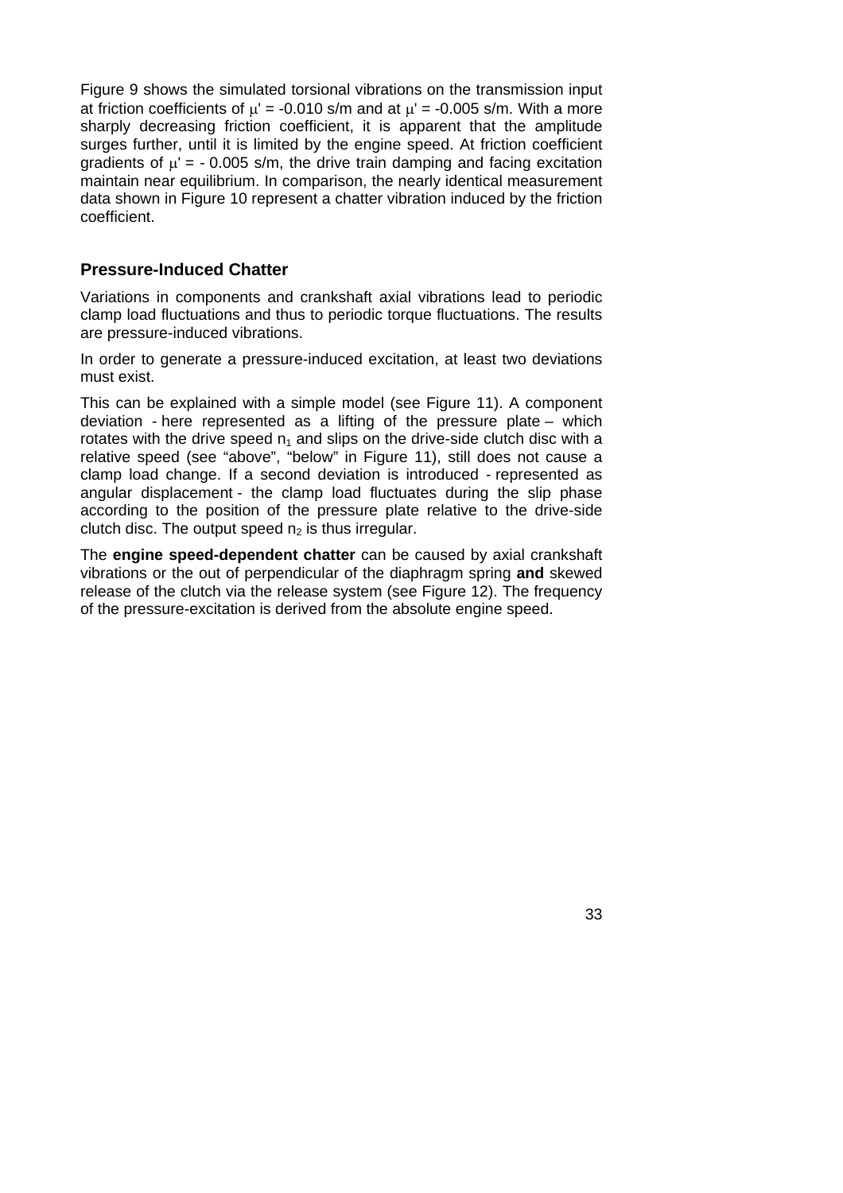Figure 9 shows the simulated torsional vibrations on the transmission input at friction coefficients of $\mu' = -0.010$ s/m and at $\mu' = -0.005$ s/m. With a more sharply decreasing friction coefficient, it is apparent that the amplitude surges further, until it is limited by the engine speed. At friction coefficient gradients of $\mu' = -0.005$ s/m, the drive train damping and facing excitation maintain near equilibrium. In comparison, the nearly identical measurement data shown in Figure 10 represent a chatter vibration induced by the friction coefficient.

## Pressure-Induced Chatter

Variations in components and crankshaft axial vibrations lead to periodic clamp load fluctuations and thus to periodic torque fluctuations. The results are pressure-induced vibrations.

In order to generate a pressure-induced excitation, at least two deviations must exist.

This can be explained with a simple model (see Figure 11). A component deviation - here represented as a lifting of the pressure plate – which rotates with the drive speed $n_1$ and slips on the drive-side clutch disc with a relative speed (see "above", "below" in Figure 11), still does not cause a clamp load change. If a second deviation is introduced - represented as angular displacement - the clamp load fluctuates during the slip phase according to the position of the pressure plate relative to the drive-side clutch disc. The output speed $n_2$ is thus irregular.

The **engine speed-dependent chatter** can be caused by axial crankshaft vibrations or the out of perpendicular of the diaphragm spring **and** skewed release of the clutch via the release system (see Figure 12). The frequency of the pressure-excitation is derived from the absolute engine speed.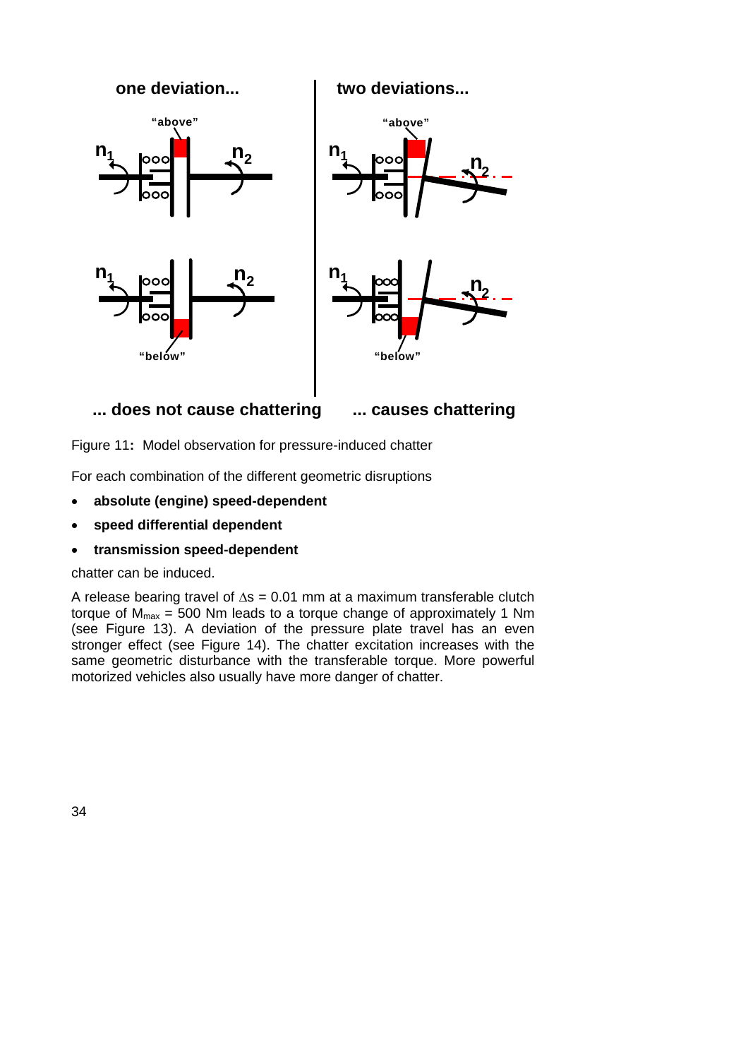Figure 11: Model observation for pressure-induced chatter

For each combination of the different geometric disruptions

- **absolute (engine) speed-dependent**
- **speed differential dependent**
- **transmission speed-dependent**

chatter can be induced.

A release bearing travel of $\Delta s$ = 0.01 mm at a maximum transferable clutch torque of $M_{max}$ = 500 Nm leads to a torque change of approximately 1 Nm (see Figure 13). A deviation of the pressure plate travel has an even stronger effect (see Figure 14). The chatter excitation increases with the same geometric disturbance with the transferable torque. More powerful motorized vehicles also usually have more danger of chatter.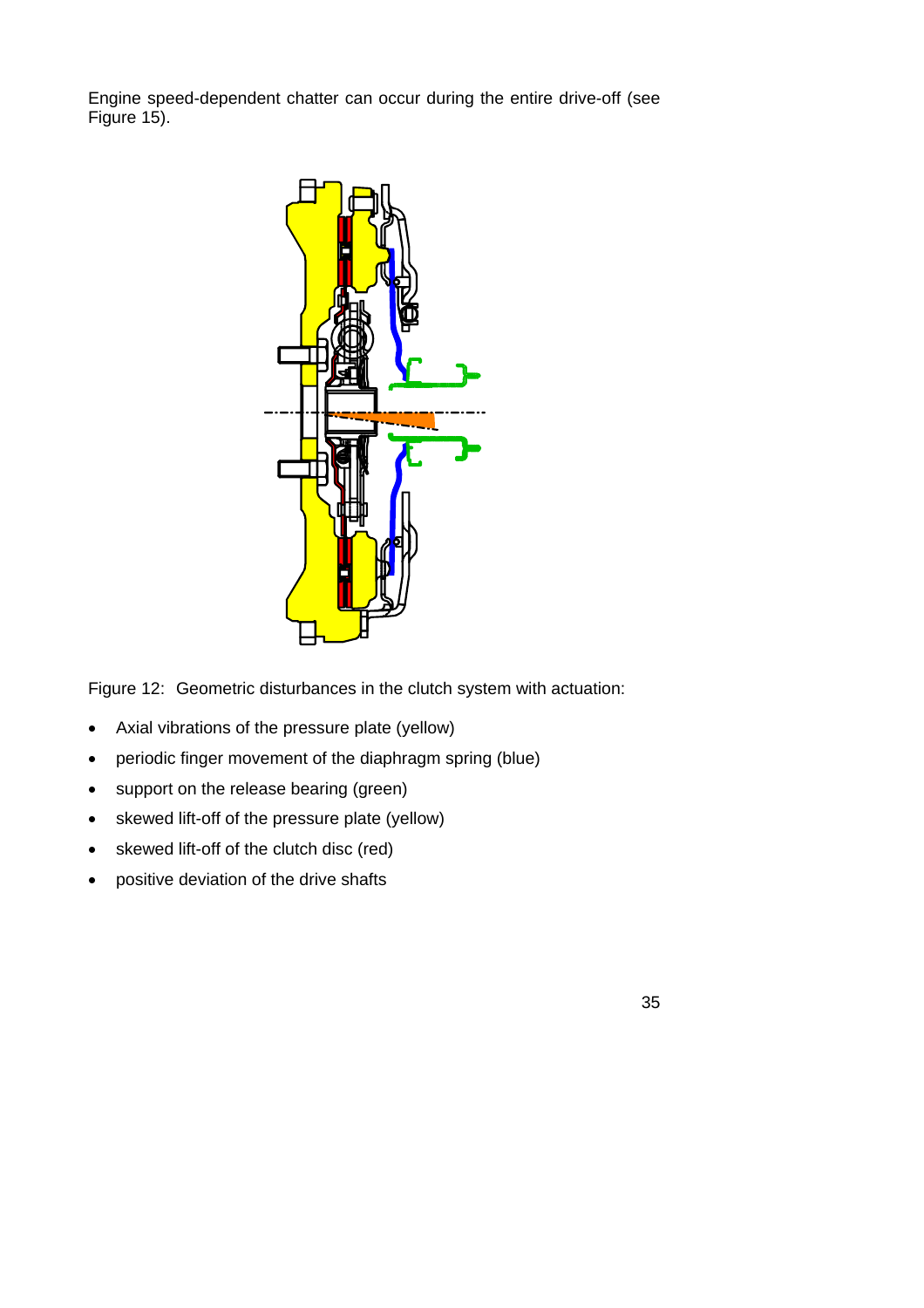Engine speed-dependent chatter can occur during the entire drive-off (see Figure 15).

Figure 12: Geometric disturbances in the clutch system with actuation:

- Axial vibrations of the pressure plate (yellow)
- periodic finger movement of the diaphragm spring (blue)
- support on the release bearing (green)
- skewed lift-off of the pressure plate (yellow)
- skewed lift-off of the clutch disc (red)
- positive deviation of the drive shafts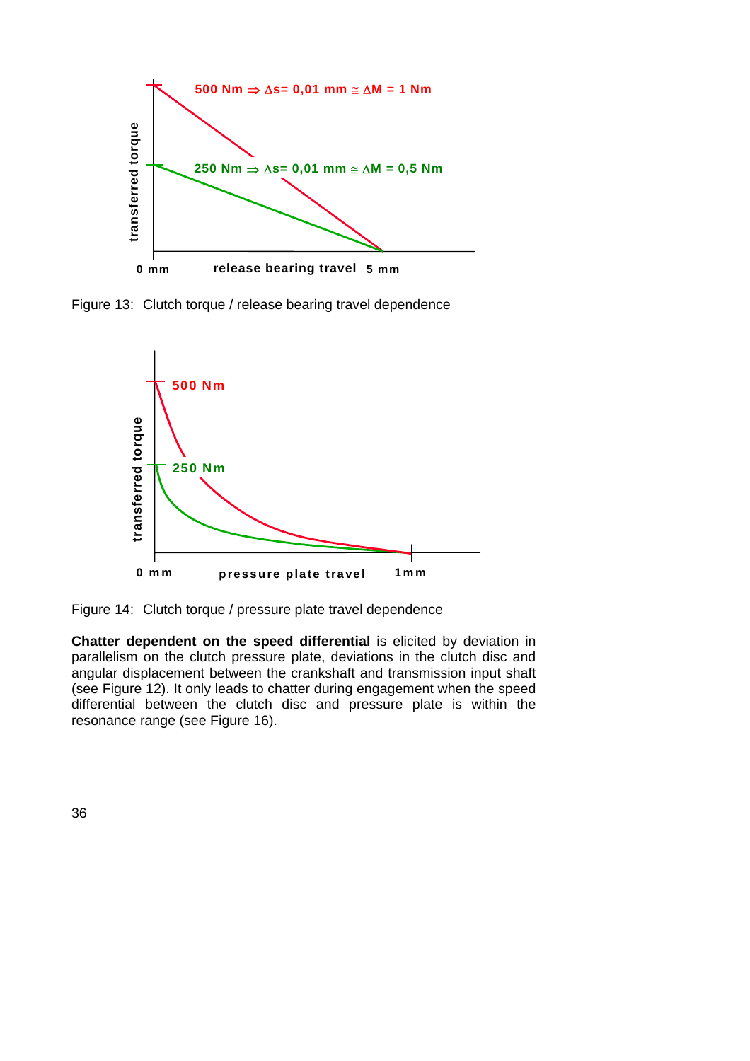Figure 13: Clutch torque / release bearing travel dependence

Figure 14: Clutch torque / pressure plate travel dependence

**Chatter dependent on the speed differential** is elicited by deviation in parallelism on the clutch pressure plate, deviations in the clutch disc and angular displacement between the crankshaft and transmission input shaft (see Figure 12). It only leads to chatter during engagement when the speed differential between the clutch disc and pressure plate is within the resonance range (see Figure 16).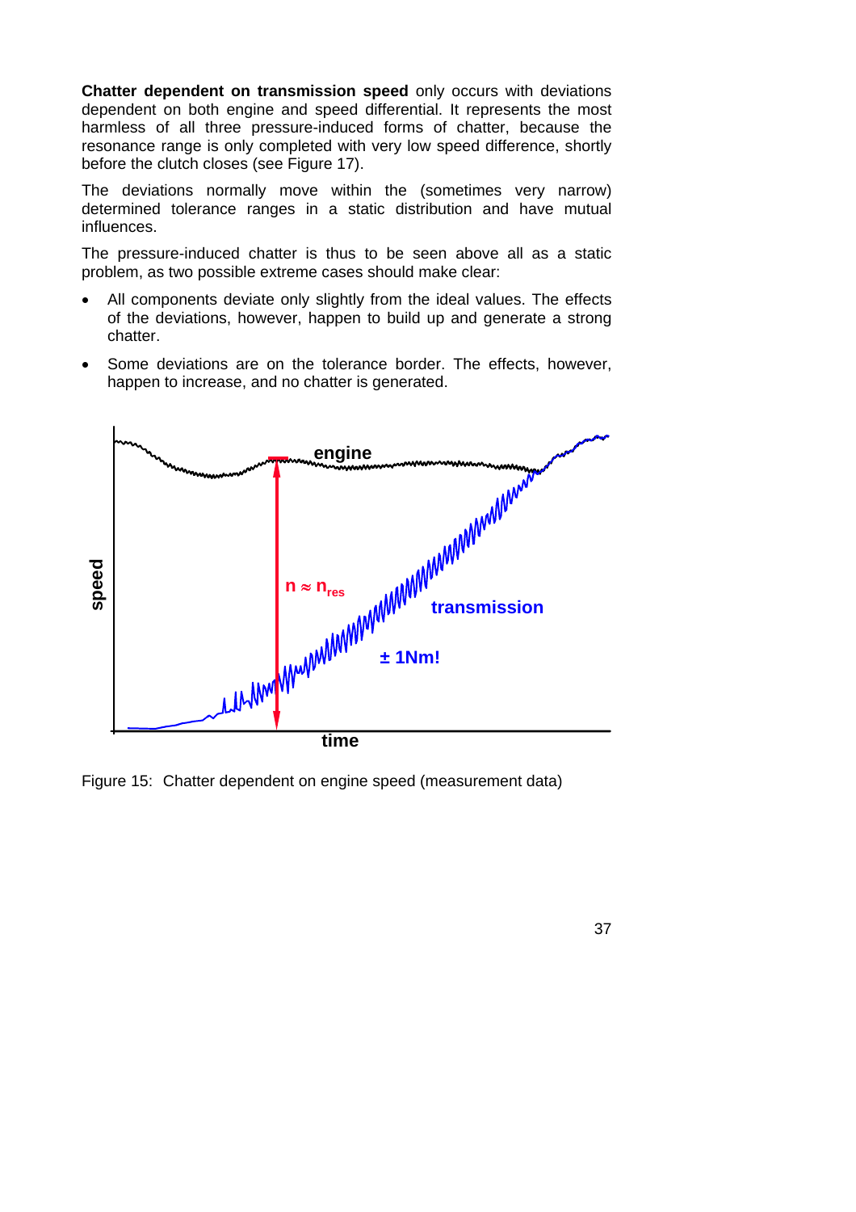**Chatter dependent on transmission speed** only occurs with deviations dependent on both engine and speed differential. It represents the most harmless of all three pressure-induced forms of chatter, because the resonance range is only completed with very low speed difference, shortly before the clutch closes (see Figure 17).

The deviations normally move within the (sometimes very narrow) determined tolerance ranges in a static distribution and have mutual influences.

The pressure-induced chatter is thus to be seen above all as a static problem, as two possible extreme cases should make clear:

- All components deviate only slightly from the ideal values. The effects of the deviations, however, happen to build up and generate a strong chatter.
- Some deviations are on the tolerance border. The effects, however, happen to increase, and no chatter is generated.

Figure 15: Chatter dependent on engine speed (measurement data)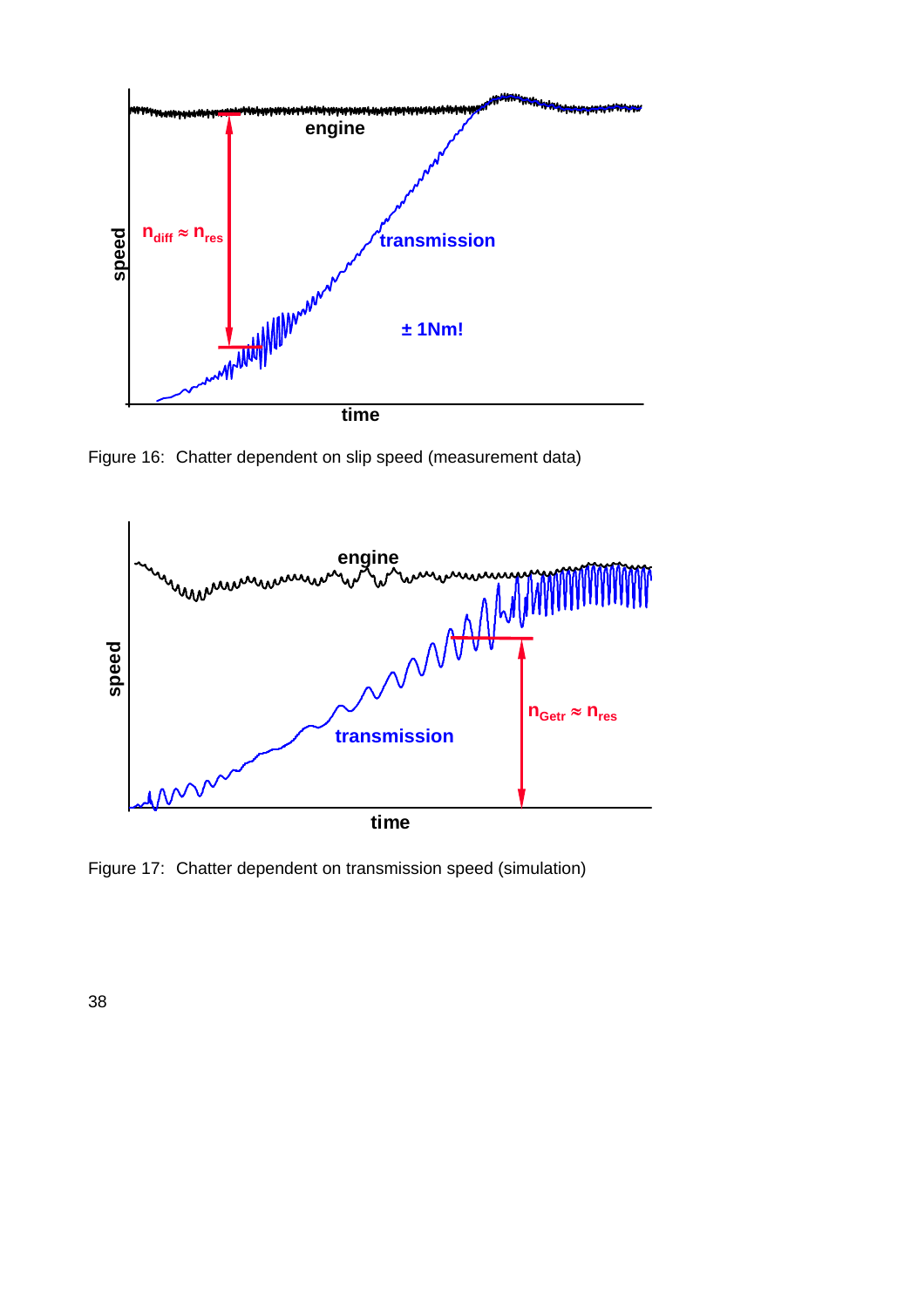Figure 16: Chatter dependent on slip speed (measurement data)

Figure 17: Chatter dependent on transmission speed (simulation)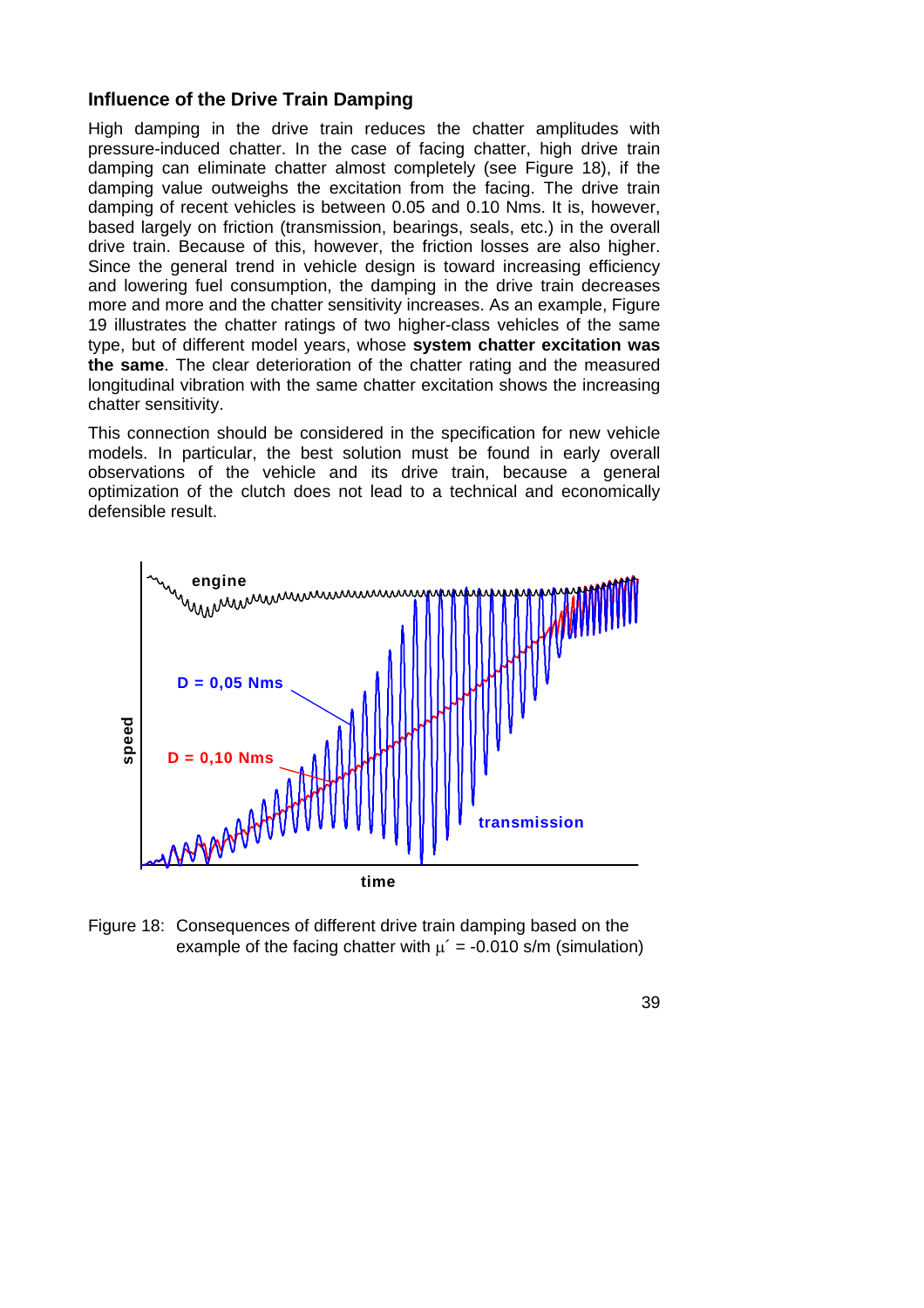### Influence of the Drive Train Damping

High damping in the drive train reduces the chatter amplitudes with pressure-induced chatter. In the case of facing chatter, high drive train damping can eliminate chatter almost completely (see Figure 18), if the damping value outweighs the excitation from the facing. The drive train damping of recent vehicles is between 0.05 and 0.10 Nms. It is, however, based largely on friction (transmission, bearings, seals, etc.) in the overall drive train. Because of this, however, the friction losses are also higher. Since the general trend in vehicle design is toward increasing efficiency and lowering fuel consumption, the damping in the drive train decreases more and more and the chatter sensitivity increases. As an example, Figure 19 illustrates the chatter ratings of two higher-class vehicles of the same type, but of different model years, whose **system chatter excitation was the same**. The clear deterioration of the chatter rating and the measured longitudinal vibration with the same chatter excitation shows the increasing chatter sensitivity.

This connection should be considered in the specification for new vehicle models. In particular, the best solution must be found in early overall observations of the vehicle and its drive train, because a general optimization of the clutch does not lead to a technical and economically defensible result.

Figure 18: Consequences of different drive train damping based on the example of the facing chatter with $\mu' = -0.010$ s/m (simulation)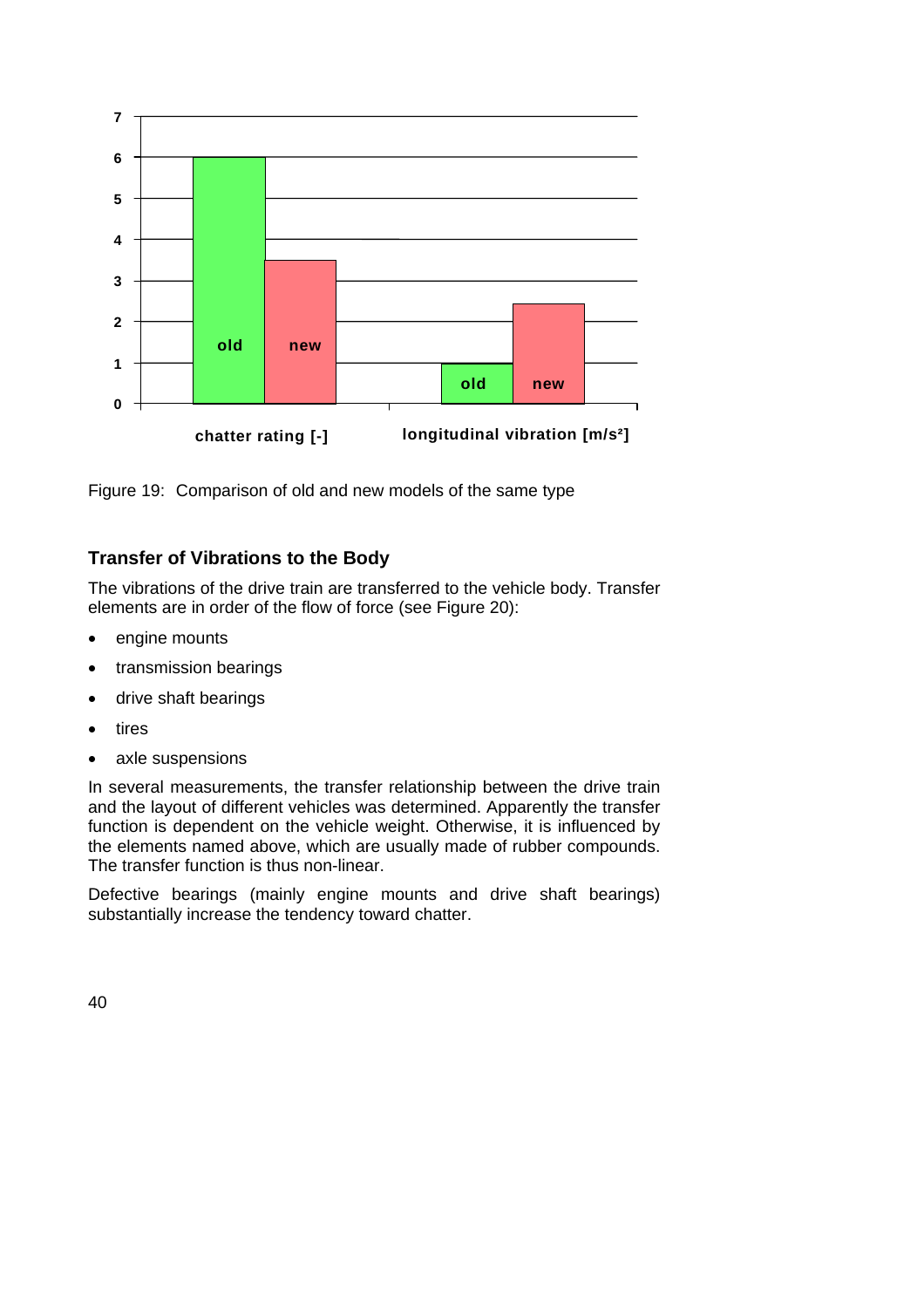Figure 19: Comparison of old and new models of the same type

## Transfer of Vibrations to the Body

The vibrations of the drive train are transferred to the vehicle body. Transfer elements are in order of the flow of force (see Figure 20):

- engine mounts
- transmission bearings
- drive shaft bearings
- tires
- axle suspensions

In several measurements, the transfer relationship between the drive train and the layout of different vehicles was determined. Apparently the transfer function is dependent on the vehicle weight. Otherwise, it is influenced by the elements named above, which are usually made of rubber compounds. The transfer function is thus non-linear.

Defective bearings (mainly engine mounts and drive shaft bearings) substantially increase the tendency toward chatter.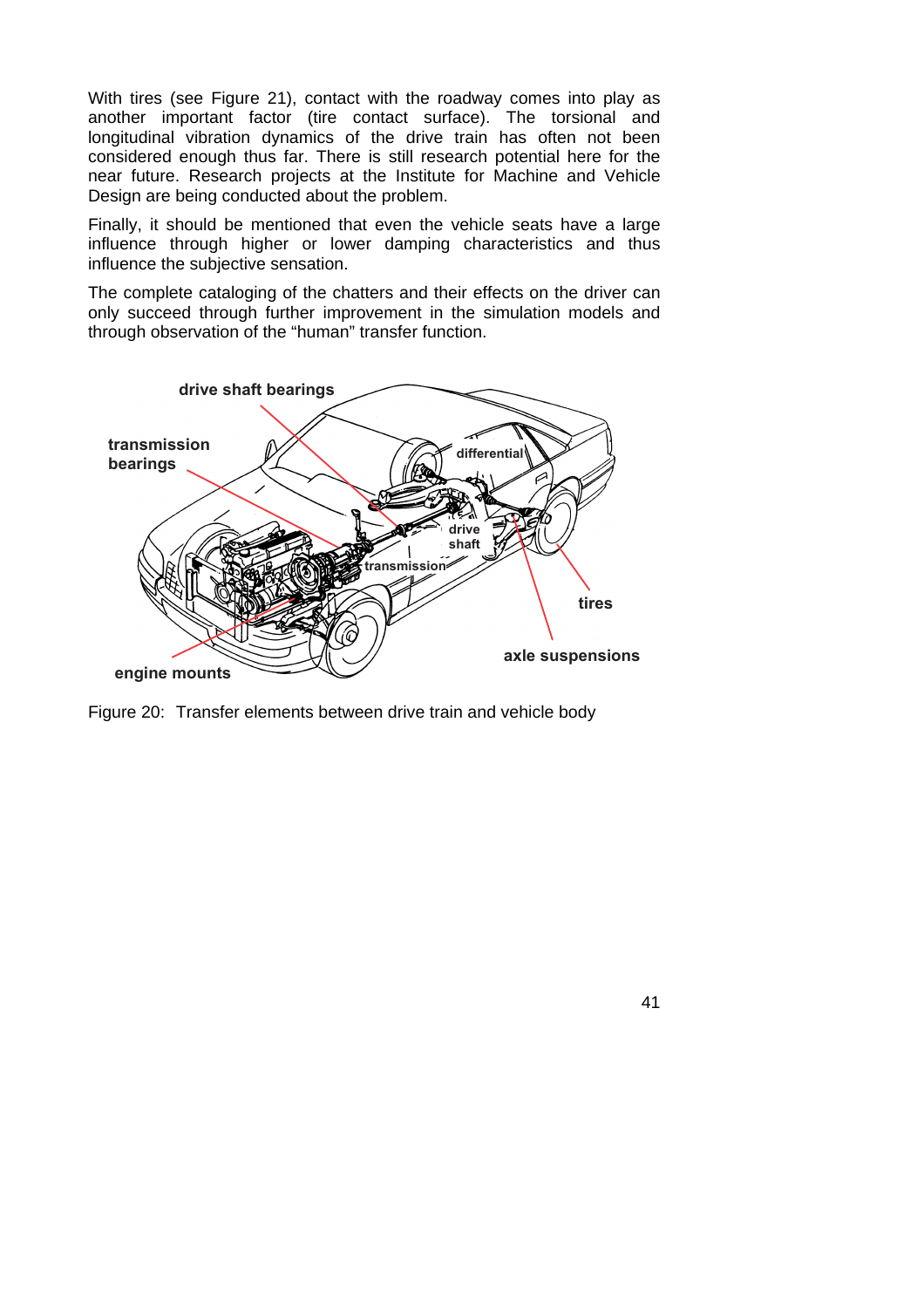With tires (see Figure 21), contact with the roadway comes into play as another important factor (tire contact surface). The torsional and longitudinal vibration dynamics of the drive train has often not been considered enough thus far. There is still research potential here for the near future. Research projects at the Institute for Machine and Vehicle Design are being conducted about the problem.

Finally, it should be mentioned that even the vehicle seats have a large influence through higher or lower damping characteristics and thus influence the subjective sensation.

The complete cataloging of the chatters and their effects on the driver can only succeed through further improvement in the simulation models and through observation of the "human" transfer function.

Figure 20: Transfer elements between drive train and vehicle body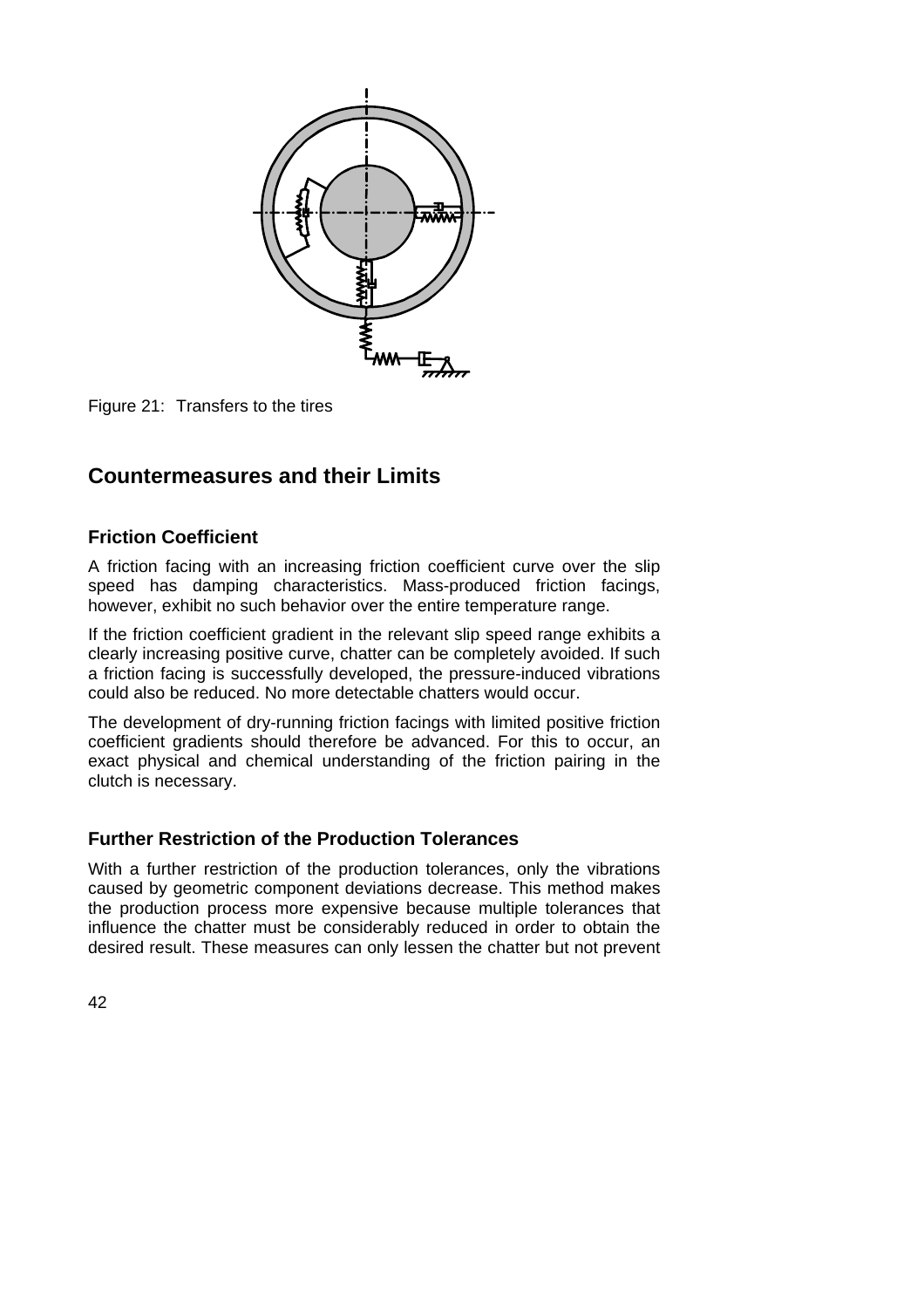Figure 21: Transfers to the tires

## Countermeasures and their Limits

### Friction Coefficient

A friction facing with an increasing friction coefficient curve over the slip speed has damping characteristics. Mass-produced friction facings, however, exhibit no such behavior over the entire temperature range.

If the friction coefficient gradient in the relevant slip speed range exhibits a clearly increasing positive curve, chatter can be completely avoided. If such a friction facing is successfully developed, the pressure-induced vibrations could also be reduced. No more detectable chatters would occur.

The development of dry-running friction facings with limited positive friction coefficient gradients should therefore be advanced. For this to occur, an exact physical and chemical understanding of the friction pairing in the clutch is necessary.

### Further Restriction of the Production Tolerances

With a further restriction of the production tolerances, only the vibrations caused by geometric component deviations decrease. This method makes the production process more expensive because multiple tolerances that influence the chatter must be considerably reduced in order to obtain the desired result. These measures can only lessen the chatter but not prevent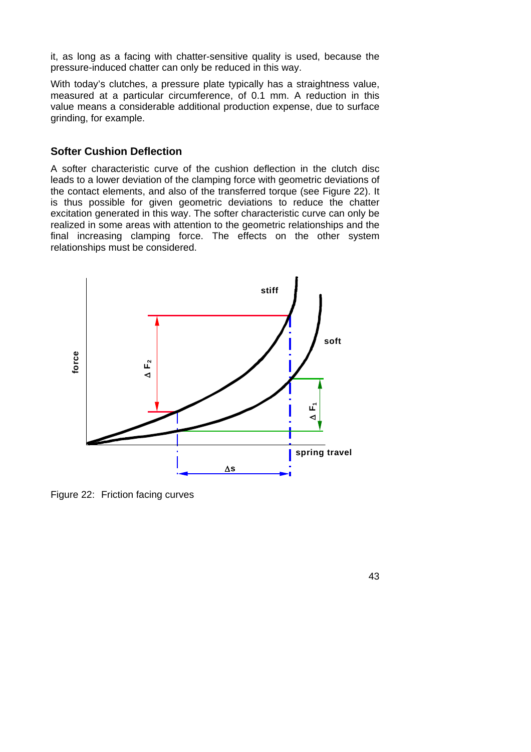it, as long as a facing with chatter-sensitive quality is used, because the pressure-induced chatter can only be reduced in this way.

With today's clutches, a pressure plate typically has a straightness value, measured at a particular circumference, of 0.1 mm. A reduction in this value means a considerable additional production expense, due to surface grinding, for example.

### Softer Cushion Deflection

A softer characteristic curve of the cushion deflection in the clutch disc leads to a lower deviation of the clamping force with geometric deviations of the contact elements, and also of the transferred torque (see Figure 22). It is thus possible for given geometric deviations to reduce the chatter excitation generated in this way. The softer characteristic curve can only be realized in some areas with attention to the geometric relationships and the final increasing clamping force. The effects on the other system relationships must be considered.

Figure 22: Friction facing curves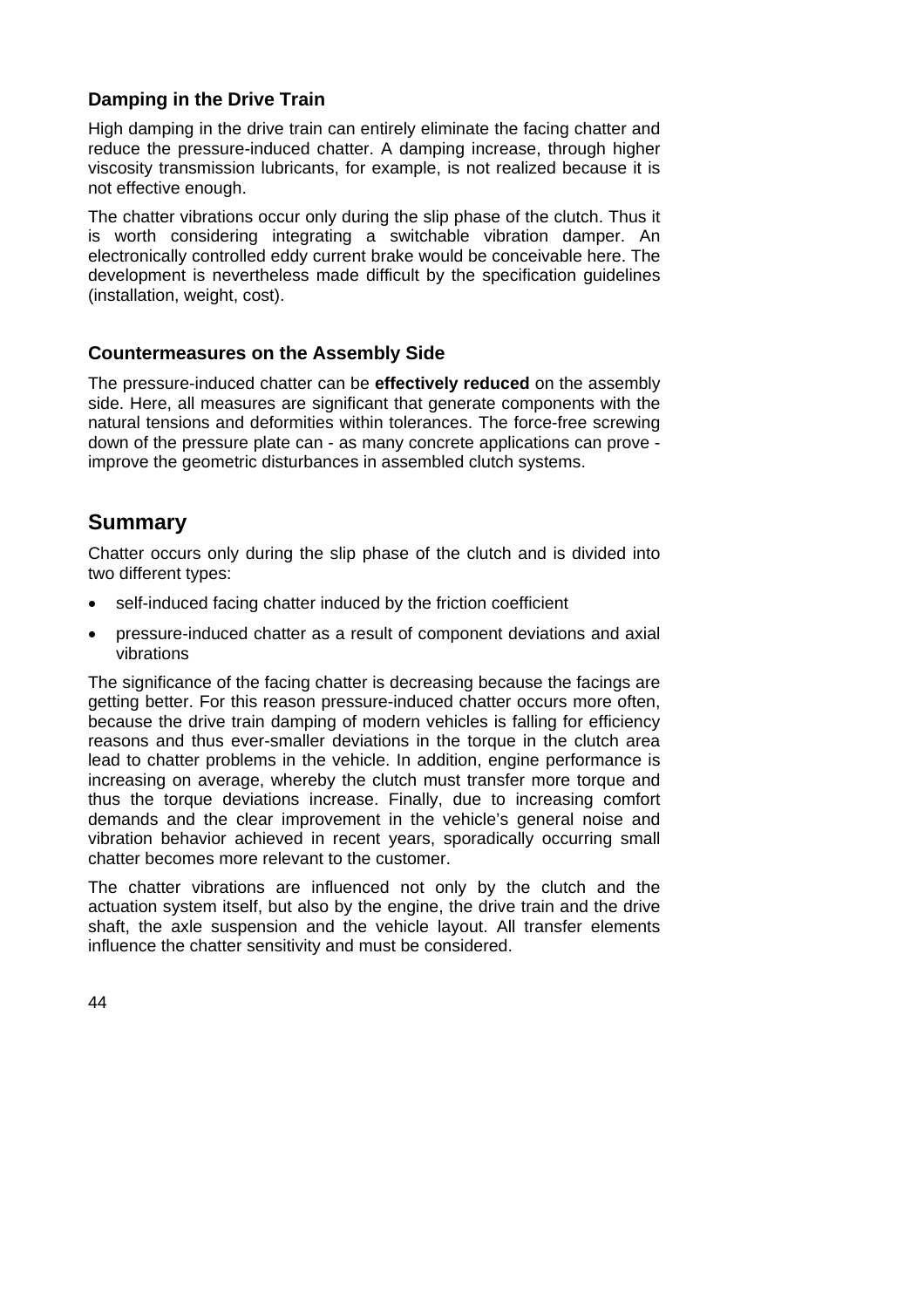### Damping in the Drive Train

High damping in the drive train can entirely eliminate the facing chatter and reduce the pressure-induced chatter. A damping increase, through higher viscosity transmission lubricants, for example, is not realized because it is not effective enough.

The chatter vibrations occur only during the slip phase of the clutch. Thus it is worth considering integrating a switchable vibration damper. An electronically controlled eddy current brake would be conceivable here. The development is nevertheless made difficult by the specification guidelines (installation, weight, cost).

### Countermeasures on the Assembly Side

The pressure-induced chatter can be **effectively reduced** on the assembly side. Here, all measures are significant that generate components with the natural tensions and deformities within tolerances. The force-free screwing down of the pressure plate can - as many concrete applications can prove - improve the geometric disturbances in assembled clutch systems.

## Summary

Chatter occurs only during the slip phase of the clutch and is divided into two different types:

- self-induced facing chatter induced by the friction coefficient
- pressure-induced chatter as a result of component deviations and axial vibrations

The significance of the facing chatter is decreasing because the facings are getting better. For this reason pressure-induced chatter occurs more often, because the drive train damping of modern vehicles is falling for efficiency reasons and thus ever-smaller deviations in the torque in the clutch area lead to chatter problems in the vehicle. In addition, engine performance is increasing on average, whereby the clutch must transfer more torque and thus the torque deviations increase. Finally, due to increasing comfort demands and the clear improvement in the vehicle's general noise and vibration behavior achieved in recent years, sporadically occurring small chatter becomes more relevant to the customer.

The chatter vibrations are influenced not only by the clutch and the actuation system itself, but also by the engine, the drive train and the drive shaft, the axle suspension and the vehicle layout. All transfer elements influence the chatter sensitivity and must be considered.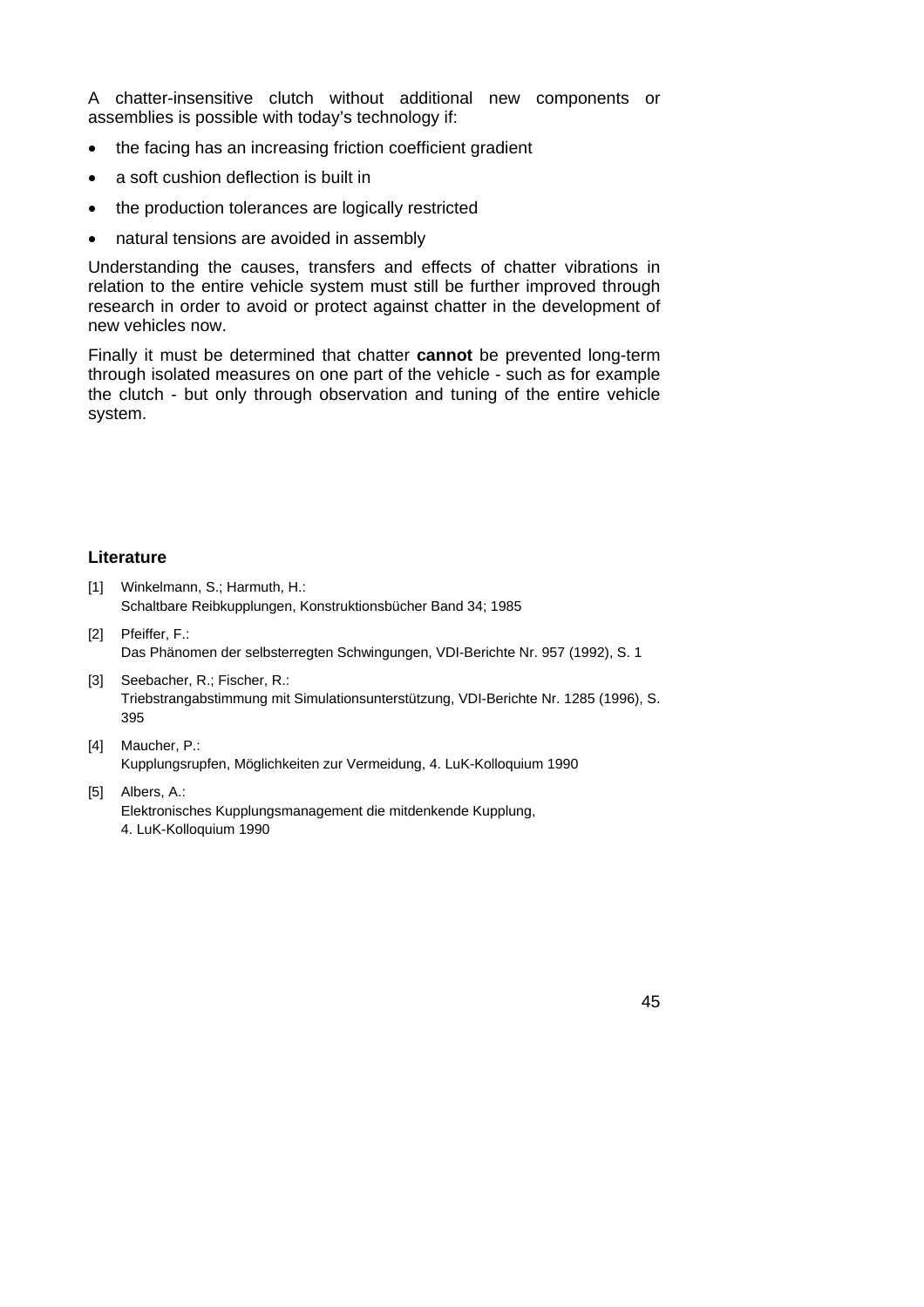A chatter-insensitive clutch without additional new components or assemblies is possible with today's technology if:

- the facing has an increasing friction coefficient gradient
- a soft cushion deflection is built in
- the production tolerances are logically restricted
- natural tensions are avoided in assembly

Understanding the causes, transfers and effects of chatter vibrations in relation to the entire vehicle system must still be further improved through research in order to avoid or protect against chatter in the development of new vehicles now.

Finally it must be determined that chatter **cannot** be prevented long-term through isolated measures on one part of the vehicle - such as for example the clutch - but only through observation and tuning of the entire vehicle system.

### Literature

[1] Winkelmann, S.; Harmuth, H.:
Schaltbare Reibkupplungen, Konstruktionsbücher Band 34; 1985

[2] Pfeiffer, F.:
Das Phänomen der selbsterregten Schwingungen, VDI-Berichte Nr. 957 (1992), S. 1

[3] Seebacher, R.; Fischer, R.:
Triebstrangabstimmung mit Simulationsunterstützung, VDI-Berichte Nr. 1285 (1996), S. 395

[4] Maucher, P.:
Kupplungsrupfen, Möglichkeiten zur Vermeidung, 4. LuK-Kolloquium 1990

[5] Albers, A.:
Elektronisches Kupplungsmanagement die mitdenkende Kupplung,
4. LuK-Kolloquium 1990